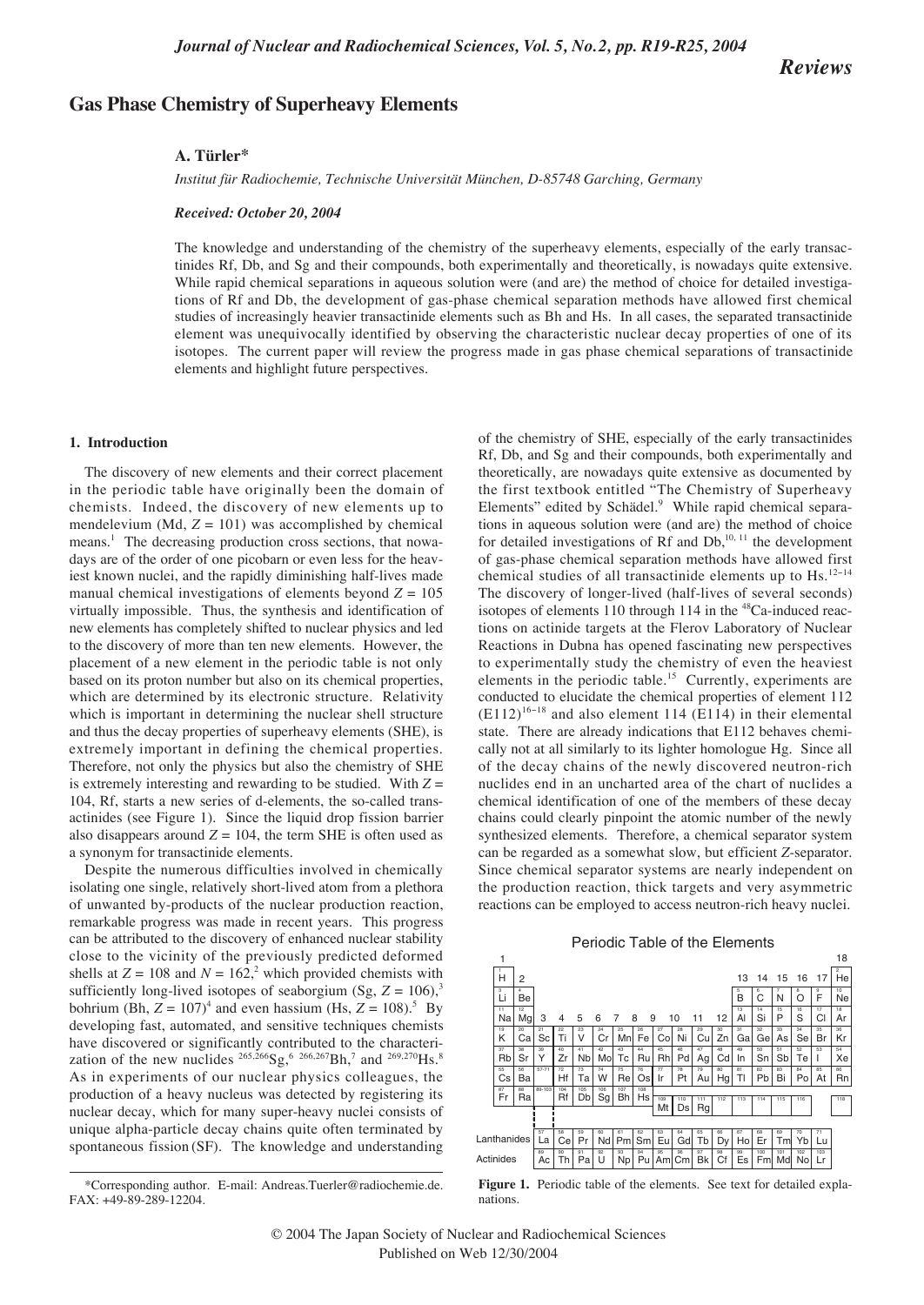*Reviews*

# Gas Phase Chemistry of Superheavy Elements

**A. Türler***

*Institut für Radiochemie, Technische Universität München, D-85748 Garching, Germany*

***Received: October 20, 2004***

The knowledge and understanding of the chemistry of the superheavy elements, especially of the early transactinides Rf, Db, and Sg and their compounds, both experimentally and theoretically, is nowadays quite extensive. While rapid chemical separations in aqueous solution were (and are) the method of choice for detailed investigations of Rf and Db, the development of gas-phase chemical separation methods have allowed first chemical studies of increasingly heavier transactinide elements such as Bh and Hs. In all cases, the separated transactinide element was unequivocally identified by observing the characteristic nuclear decay properties of one of its isotopes. The current paper will review the progress made in gas phase chemical separations of transactinide elements and highlight future perspectives.

## 1. Introduction

The discovery of new elements and their correct placement in the periodic table have originally been the domain of chemists. Indeed, the discovery of new elements up to mendelevium (Md, $Z = 101$) was accomplished by chemical means.[1] The decreasing production cross sections, that nowadays are of the order of one picobarn or even less for the heaviest known nuclei, and the rapidly diminishing half-lives made manual chemical investigations of elements beyond $Z = 105$ virtually impossible. Thus, the synthesis and identification of new elements has completely shifted to nuclear physics and led to the discovery of more than ten new elements. However, the placement of a new element in the periodic table is not only based on its proton number but also on its chemical properties, which are determined by its electronic structure. Relativity which is important in determining the nuclear shell structure and thus the decay properties of superheavy elements (SHE), is extremely important in defining the chemical properties. Therefore, not only the physics but also the chemistry of SHE is extremely interesting and rewarding to be studied. With $Z = 104$, Rf, starts a new series of d-elements, the so-called transactinides (see Figure 1). Since the liquid drop fission barrier also disappears around $Z = 104$, the term SHE is often used as a synonym for transactinide elements.

Despite the numerous difficulties involved in chemically isolating one single, relatively short-lived atom from a plethora of unwanted by-products of the nuclear production reaction, remarkable progress was made in recent years. This progress can be attributed to the discovery of enhanced nuclear stability close to the vicinity of the previously predicted deformed shells at $Z = 108$ and $N = 162$,[2] which provided chemists with sufficiently long-lived isotopes of seaborgium (Sg, $Z = 106$),[3] bohrium (Bh, $Z = 107$)[4] and even hassium (Hs, $Z = 108$).[5] By developing fast, automated, and sensitive techniques chemists have discovered or significantly contributed to the characterization of the new nuclides $^{265,266}$Sg,[6] $^{266,267}$Bh,[7] and $^{269,270}$Hs.[8] As in experiments of our nuclear physics colleagues, the production of a heavy nucleus was detected by registering its nuclear decay, which for many super-heavy nuclei consists of unique alpha-particle decay chains quite often terminated by spontaneous fission (SF). The knowledge and understanding of the chemistry of SHE, especially of the early transactinides Rf, Db, and Sg and their compounds, both experimentally and theoretically, are nowadays quite extensive as documented by the first textbook entitled "The Chemistry of Superheavy Elements" edited by Schädel.[9] While rapid chemical separations in aqueous solution were (and are) the method of choice for detailed investigations of Rf and Db,[10, 11] the development of gas-phase chemical separation methods have allowed first chemical studies of all transactinide elements up to Hs.[12–14] The discovery of longer-lived (half-lives of several seconds) isotopes of elements 110 through 114 in the $^{48}$Ca-induced reactions on actinide targets at the Flerov Laboratory of Nuclear Reactions in Dubna has opened fascinating new perspectives to experimentally study the chemistry of even the heaviest elements in the periodic table.[15] Currently, experiments are conducted to elucidate the chemical properties of element 112 (E112)[16–18] and also element 114 (E114) in their elemental state. There are already indications that E112 behaves chemically not at all similarly to its lighter homologue Hg. Since all of the decay chains of the newly discovered neutron-rich nuclides end in an uncharted area of the chart of nuclides a chemical identification of one of the members of these decay chains could clearly pinpoint the atomic number of the newly synthesized elements. Therefore, a chemical separator system can be regarded as a somewhat slow, but efficient *Z*-separator. Since chemical separator systems are nearly independent on the production reaction, thick targets and very asymmetric reactions can be employed to access neutron-rich heavy nuclei.

**Figure 1.** Periodic table of the elements. See text for detailed explanations.

*Corresponding author. E-mail: Andreas.Tuerler@radiochemie.de. FAX: +49-89-289-12204.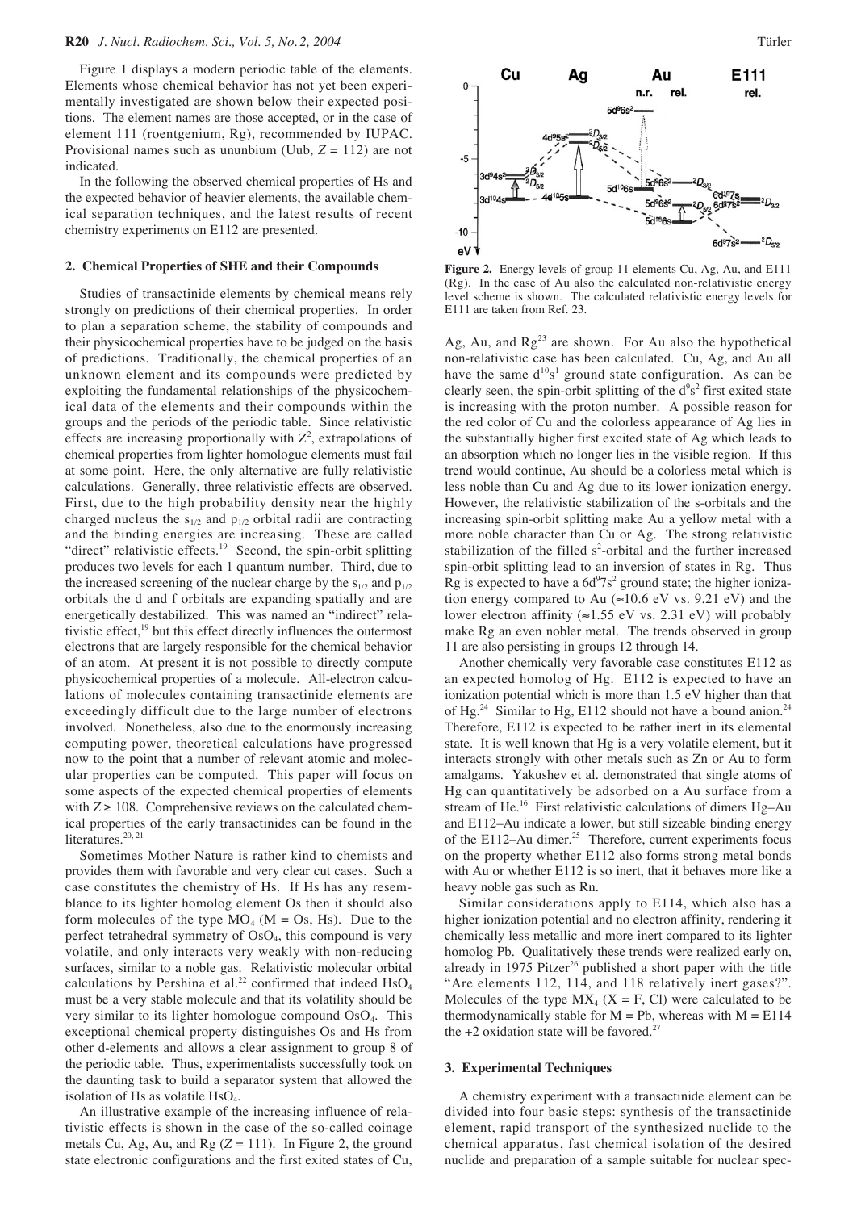Figure 1 displays a modern periodic table of the elements. Elements whose chemical behavior has not yet been experimentally investigated are shown below their expected positions. The element names are those accepted, or in the case of element 111 (roentgenium, Rg), recommended by IUPAC. Provisional names such as ununbium (Uub, $Z = 112$) are not indicated.

In the following the observed chemical properties of Hs and the expected behavior of heavier elements, the available chemical separation techniques, and the latest results of recent chemistry experiments on E112 are presented.

## 2. Chemical Properties of SHE and their Compounds

Studies of transactinide elements by chemical means rely strongly on predictions of their chemical properties. In order to plan a separation scheme, the stability of compounds and their physicochemical properties have to be judged on the basis of predictions. Traditionally, the chemical properties of an unknown element and its compounds were predicted by exploiting the fundamental relationships of the physicochemical data of the elements and their compounds within the groups and the periods of the periodic table. Since relativistic effects are increasing proportionally with $Z^2$, extrapolations of chemical properties from lighter homologue elements must fail at some point. Here, the only alternative are fully relativistic calculations. Generally, three relativistic effects are observed. First, due to the high probability density near the highly charged nucleus the $s_{1/2}$ and $p_{1/2}$ orbital radii are contracting and the binding energies are increasing. These are called "direct" relativistic effects.[19] Second, the spin-orbit splitting produces two levels for each l quantum number. Third, due to the increased screening of the nuclear charge by the $s_{1/2}$ and $p_{1/2}$ orbitals the d and f orbitals are expanding spatially and are energetically destabilized. This was named an "indirect" relativistic effect,[19] but this effect directly influences the outermost electrons that are largely responsible for the chemical behavior of an atom. At present it is not possible to directly compute physicochemical properties of a molecule. All-electron calculations of molecules containing transactinide elements are exceedingly difficult due to the large number of electrons involved. Nonetheless, also due to the enormously increasing computing power, theoretical calculations have progressed now to the point that a number of relevant atomic and molecular properties can be computed. This paper will focus on some aspects of the expected chemical properties of elements with $Z \geq 108$. Comprehensive reviews on the calculated chemical properties of the early transactinides can be found in the literatures.[20, 21]

Sometimes Mother Nature is rather kind to chemists and provides them with favorable and very clear cut cases. Such a case constitutes the chemistry of Hs. If Hs has any resemblance to its lighter homolog element Os then it should also form molecules of the type $MO_4$ (M = Os, Hs). Due to the perfect tetrahedral symmetry of $OsO_4$, this compound is very volatile, and only interacts very weakly with non-reducing surfaces, similar to a noble gas. Relativistic molecular orbital calculations by Pershina et al.[22] confirmed that indeed $HsO_4$ must be a very stable molecule and that its volatility should be very similar to its lighter homologue compound $OsO_4$. This exceptional chemical property distinguishes Os and Hs from other d-elements and allows a clear assignment to group 8 of the periodic table. Thus, experimentalists successfully took on the daunting task to build a separator system that allowed the isolation of Hs as volatile $HsO_4$.

An illustrative example of the increasing influence of relativistic effects is shown in the case of the so-called coinage metals Cu, Ag, Au, and Rg ($Z = 111$). In Figure 2, the ground state electronic configurations and the first exited states of Cu, Ag, Au, and Rg[23] are shown. For Au also the hypothetical non-relativistic case has been calculated. Cu, Ag, and Au all have the same $d^{10}s^1$ ground state configuration. As can be clearly seen, the spin-orbit splitting of the $d^9s^2$ first exited state is increasing with the proton number. A possible reason for the red color of Cu and the colorless appearance of Ag lies in the substantially higher first excited state of Ag which leads to an absorption which no longer lies in the visible region. If this trend would continue, Au should be a colorless metal which is less noble than Cu and Ag due to its lower ionization energy. However, the relativistic stabilization of the s-orbitals and the increasing spin-orbit splitting make Au a yellow metal with a more noble character than Cu or Ag. The strong relativistic stabilization of the filled $s^2$-orbital and the further increased spin-orbit splitting lead to an inversion of states in Rg. Thus Rg is expected to have a $6d^97s^2$ ground state; the higher ionization energy compared to Au (≈10.6 eV vs. 9.21 eV) and the lower electron affinity (≈1.55 eV vs. 2.31 eV) will probably make Rg an even nobler metal. The trends observed in group 11 are also persisting in groups 12 through 14.

**Figure 2.** Energy levels of group 11 elements Cu, Ag, Au, and E111 (Rg). In the case of Au also the calculated non-relativistic energy level scheme is shown. The calculated relativistic energy levels for E111 are taken from Ref. 23.

Another chemically very favorable case constitutes E112 as an expected homolog of Hg. E112 is expected to have an ionization potential which is more than 1.5 eV higher than that of Hg.[24] Similar to Hg, E112 should not have a bound anion.[24] Therefore, E112 is expected to be rather inert in its elemental state. It is well known that Hg is a very volatile element, but it interacts strongly with other metals such as Zn or Au to form amalgams. Yakushev et al. demonstrated that single atoms of Hg can quantitatively be adsorbed on a Au surface from a stream of He.[16] First relativistic calculations of dimers Hg–Au and E112–Au indicate a lower, but still sizeable binding energy of the E112–Au dimer.[25] Therefore, current experiments focus on the property whether E112 also forms strong metal bonds with Au or whether E112 is so inert, that it behaves more like a heavy noble gas such as Rn.

Similar considerations apply to E114, which also has a higher ionization potential and no electron affinity, rendering it chemically less metallic and more inert compared to its lighter homolog Pb. Qualitatively these trends were realized early on, already in 1975 Pitzer[26] published a short paper with the title "Are elements 112, 114, and 118 relatively inert gases?". Molecules of the type $MX_4$ (X = F, Cl) were calculated to be thermodynamically stable for M = Pb, whereas with M = E114 the +2 oxidation state will be favored.[27]

## 3. Experimental Techniques

A chemistry experiment with a transactinide element can be divided into four basic steps: synthesis of the transactinide element, rapid transport of the synthesized nuclide to the chemical apparatus, fast chemical isolation of the desired nuclide and preparation of a sample suitable for nuclear spec-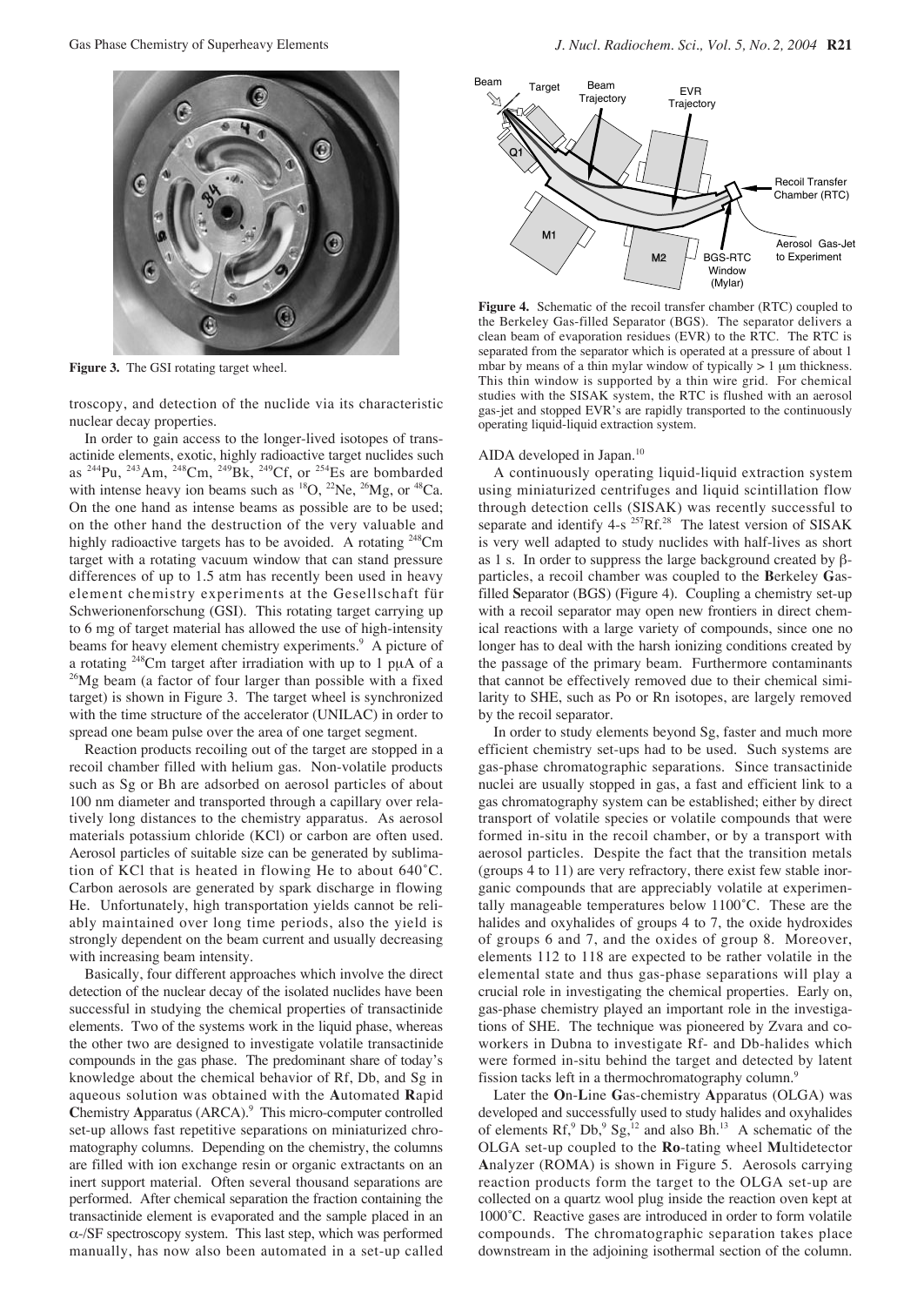**Figure 3.** The GSI rotating target wheel.

troscopy, and detection of the nuclide via its characteristic nuclear decay properties.

In order to gain access to the longer-lived isotopes of transactinide elements, exotic, highly radioactive target nuclides such as $^{244}$Pu, $^{243}$Am, $^{248}$Cm, $^{249}$Bk, $^{249}$Cf, or $^{254}$Es are bombarded with intense heavy ion beams such as $^{18}$O, $^{22}$Ne, $^{26}$Mg, or $^{48}$Ca. On the one hand as intense beams as possible are to be used; on the other hand the destruction of the very valuable and highly radioactive targets has to be avoided. A rotating $^{248}$Cm target with a rotating vacuum window that can stand pressure differences of up to 1.5 atm has recently been used in heavy element chemistry experiments at the Gesellschaft für Schwerionenforschung (GSI). This rotating target carrying up to 6 mg of target material has allowed the use of high-intensity beams for heavy element chemistry experiments.[9] A picture of a rotating $^{248}$Cm target after irradiation with up to 1 pμA of a $^{26}$Mg beam (a factor of four larger than possible with a fixed target) is shown in Figure 3. The target wheel is synchronized with the time structure of the accelerator (UNILAC) in order to spread one beam pulse over the area of one target segment.

Reaction products recoiling out of the target are stopped in a recoil chamber filled with helium gas. Non-volatile products such as Sg or Bh are adsorbed on aerosol particles of about 100 nm diameter and transported through a capillary over relatively long distances to the chemistry apparatus. As aerosol materials potassium chloride (KCl) or carbon are often used. Aerosol particles of suitable size can be generated by sublimation of KCl that is heated in flowing He to about 640˚C. Carbon aerosols are generated by spark discharge in flowing He. Unfortunately, high transportation yields cannot be reliably maintained over long time periods, also the yield is strongly dependent on the beam current and usually decreasing with increasing beam intensity.

Basically, four different approaches which involve the direct detection of the nuclear decay of the isolated nuclides have been successful in studying the chemical properties of transactinide elements. Two of the systems work in the liquid phase, whereas the other two are designed to investigate volatile transactinide compounds in the gas phase. The predominant share of today's knowledge about the chemical behavior of Rf, Db, and Sg in aqueous solution was obtained with the **A**utomated **R**apid **C**hemistry **A**pparatus (ARCA).[9] This micro-computer controlled set-up allows fast repetitive separations on miniaturized chromatography columns. Depending on the chemistry, the columns are filled with ion exchange resin or organic extractants on an inert support material. Often several thousand separations are performed. After chemical separation the fraction containing the transactinide element is evaporated and the sample placed in an α-/SF spectroscopy system. This last step, which was performed manually, has now also been automated in a set-up called AIDA developed in Japan.[10]

**Figure 4.** Schematic of the recoil transfer chamber (RTC) coupled to the Berkeley Gas-filled Separator (BGS). The separator delivers a clean beam of evaporation residues (EVR) to the RTC. The RTC is separated from the separator which is operated at a pressure of about 1 mbar by means of a thin mylar window of typically > 1 μm thickness. This thin window is supported by a thin wire grid. For chemical studies with the SISAK system, the RTC is flushed with an aerosol gas-jet and stopped EVR's are rapidly transported to the continuously operating liquid-liquid extraction system.

A continuously operating liquid-liquid extraction system using miniaturized centrifuges and liquid scintillation flow through detection cells (SISAK) was recently successful to separate and identify 4-s $^{257}$Rf.[28] The latest version of SISAK is very well adapted to study nuclides with half-lives as short as 1 s. In order to suppress the large background created by β-particles, a recoil chamber was coupled to the **B**erkeley **G**as-filled **S**eparator (BGS) (Figure 4). Coupling a chemistry set-up with a recoil separator may open new frontiers in direct chemical reactions with a large variety of compounds, since one no longer has to deal with the harsh ionizing conditions created by the passage of the primary beam. Furthermore contaminants that cannot be effectively removed due to their chemical similarity to SHE, such as Po or Rn isotopes, are largely removed by the recoil separator.

In order to study elements beyond Sg, faster and much more efficient chemistry set-ups had to be used. Such systems are gas-phase chromatographic separations. Since transactinide nuclei are usually stopped in gas, a fast and efficient link to a gas chromatography system can be established; either by direct transport of volatile species or volatile compounds that were formed in-situ in the recoil chamber, or by a transport with aerosol particles. Despite the fact that the transition metals (groups 4 to 11) are very refractory, there exist few stable inorganic compounds that are appreciably volatile at experimentally manageable temperatures below 1100˚C. These are the halides and oxyhalides of groups 4 to 7, the oxide hydroxides of groups 6 and 7, and the oxides of group 8. Moreover, elements 112 to 118 are expected to be rather volatile in the elemental state and thus gas-phase separations will play a crucial role in investigating the chemical properties. Early on, gas-phase chemistry played an important role in the investigations of SHE. The technique was pioneered by Zvara and coworkers in Dubna to investigate Rf- and Db-halides which were formed in-situ behind the target and detected by latent fission tacks left in a thermochromatography column.[9]

Later the **O**n-**L**ine **G**as-chemistry **A**pparatus (OLGA) was developed and successfully used to study halides and oxyhalides of elements Rf,[9] Db,[9] Sg,[12] and also Bh.[13] A schematic of the OLGA set-up coupled to the **Ro**-tating wheel **M**ultidetector **A**nalyzer (ROMA) is shown in Figure 5. Aerosols carrying reaction products form the target to the OLGA set-up are collected on a quartz wool plug inside the reaction oven kept at 1000˚C. Reactive gases are introduced in order to form volatile compounds. The chromatographic separation takes place downstream in the adjoining isothermal section of the column.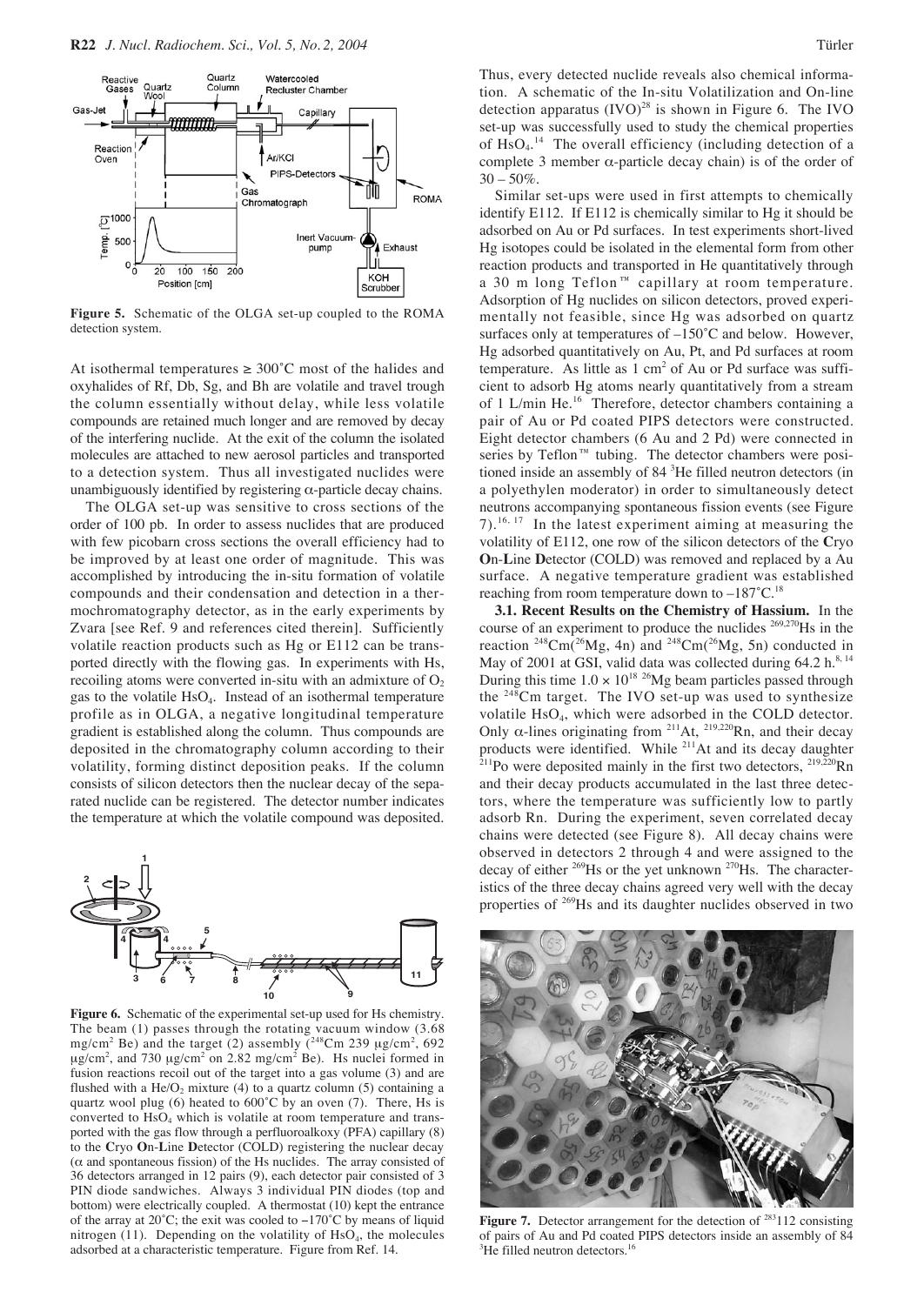**Figure 5.** Schematic of the OLGA set-up coupled to the ROMA detection system.

At isothermal temperatures ≥ 300˚C most of the halides and oxyhalides of Rf, Db, Sg, and Bh are volatile and travel trough the column essentially without delay, while less volatile compounds are retained much longer and are removed by decay of the interfering nuclide. At the exit of the column the isolated molecules are attached to new aerosol particles and transported to a detection system. Thus all investigated nuclides were unambiguously identified by registering α-particle decay chains.

The OLGA set-up was sensitive to cross sections of the order of 100 pb. In order to assess nuclides that are produced with few picobarn cross sections the overall efficiency had to be improved by at least one order of magnitude. This was accomplished by introducing the in-situ formation of volatile compounds and their condensation and detection in a thermochromatography detector, as in the early experiments by Zvara [see Ref. 9 and references cited therein]. Sufficiently volatile reaction products such as Hg or E112 can be transported directly with the flowing gas. In experiments with Hs, recoiling atoms were converted in-situ with an admixture of $O_2$ gas to the volatile $HsO_4$. Instead of an isothermal temperature profile as in OLGA, a negative longitudinal temperature gradient is established along the column. Thus compounds are deposited in the chromatography column according to their volatility, forming distinct deposition peaks. If the column consists of silicon detectors then the nuclear decay of the separated nuclide can be registered. The detector number indicates the temperature at which the volatile compound was deposited.

**Figure 6.** Schematic of the experimental set-up used for Hs chemistry. The beam (1) passes through the rotating vacuum window (3.68 mg/cm² Be) and the target (2) assembly ($^{248}$Cm 239 μg/cm², 692 μg/cm², and 730 μg/cm² on 2.82 mg/cm² Be). Hs nuclei formed in fusion reactions recoil out of the target into a gas volume (3) and are flushed with a He/$O_2$ mixture (4) to a quartz column (5) containing a quartz wool plug (6) heated to 600˚C by an oven (7). There, Hs is converted to $HsO_4$ which is volatile at room temperature and transported with the gas flow through a perfluoroalkoxy (PFA) capillary (8) to the **C**ryo **O**n-**L**ine **D**etector (COLD) registering the nuclear decay (α and spontaneous fission) of the Hs nuclides. The array consisted of 36 detectors arranged in 12 pairs (9), each detector pair consisted of 3 PIN diode sandwiches. Always 3 individual PIN diodes (top and bottom) were electrically coupled. A thermostat (10) kept the entrance of the array at 20˚C; the exit was cooled to −170˚C by means of liquid nitrogen (11). Depending on the volatility of $HsO_4$, the molecules adsorbed at a characteristic temperature. Figure from Ref. 14.

Thus, every detected nuclide reveals also chemical information. A schematic of the In-situ Volatilization and On-line detection apparatus (IVO)[28] is shown in Figure 6. The IVO set-up was successfully used to study the chemical properties of $HsO_4$.[14] The overall efficiency (including detection of a complete 3 member α-particle decay chain) is of the order of 30 – 50%.

Similar set-ups were used in first attempts to chemically identify E112. If E112 is chemically similar to Hg it should be adsorbed on Au or Pd surfaces. In test experiments short-lived Hg isotopes could be isolated in the elemental form from other reaction products and transported in He quantitatively through a 30 m long Teflon™ capillary at room temperature. Adsorption of Hg nuclides on silicon detectors, proved experimentally not feasible, since Hg was adsorbed on quartz surfaces only at temperatures of –150˚C and below. However, Hg adsorbed quantitatively on Au, Pt, and Pd surfaces at room temperature. As little as 1 cm² of Au or Pd surface was sufficient to adsorb Hg atoms nearly quantitatively from a stream of 1 L/min He.[16] Therefore, detector chambers containing a pair of Au or Pd coated PIPS detectors were constructed. Eight detector chambers (6 Au and 2 Pd) were connected in series by Teflon™ tubing. The detector chambers were positioned inside an assembly of 84 $^3$He filled neutron detectors (in a polyethylen moderator) in order to simultaneously detect neutrons accompanying spontaneous fission events (see Figure 7).[16, 17] In the latest experiment aiming at measuring the volatility of E112, one row of the silicon detectors of the **C**ryo **O**n-**L**ine **D**etector (COLD) was removed and replaced by a Au surface. A negative temperature gradient was established reaching from room temperature down to –187˚C.[18]

**3.1. Recent Results on the Chemistry of Hassium.** In the course of an experiment to produce the nuclides $^{269,270}$Hs in the reaction $^{248}$Cm($^{26}$Mg, 4n) and $^{248}$Cm($^{26}$Mg, 5n) conducted in May of 2001 at GSI, valid data was collected during 64.2 h.[8, 14] During this time $1.0 \times 10^{18}$ $^{26}$Mg beam particles passed through the $^{248}$Cm target. The IVO set-up was used to synthesize volatile $HsO_4$, which were adsorbed in the COLD detector. Only α-lines originating from $^{211}$At, $^{219,220}$Rn, and their decay products were identified. While $^{211}$At and its decay daughter $^{211}$Po were deposited mainly in the first two detectors, $^{219,220}$Rn and their decay products accumulated in the last three detectors, where the temperature was sufficiently low to partly adsorb Rn. During the experiment, seven correlated decay chains were detected (see Figure 8). All decay chains were observed in detectors 2 through 4 and were assigned to the decay of either $^{269}$Hs or the yet unknown $^{270}$Hs. The characteristics of the three decay chains agreed very well with the decay properties of $^{269}$Hs and its daughter nuclides observed in two

**Figure 7.** Detector arrangement for the detection of $^{283}$112 consisting of pairs of Au and Pd coated PIPS detectors inside an assembly of 84 $^3$He filled neutron detectors.[16]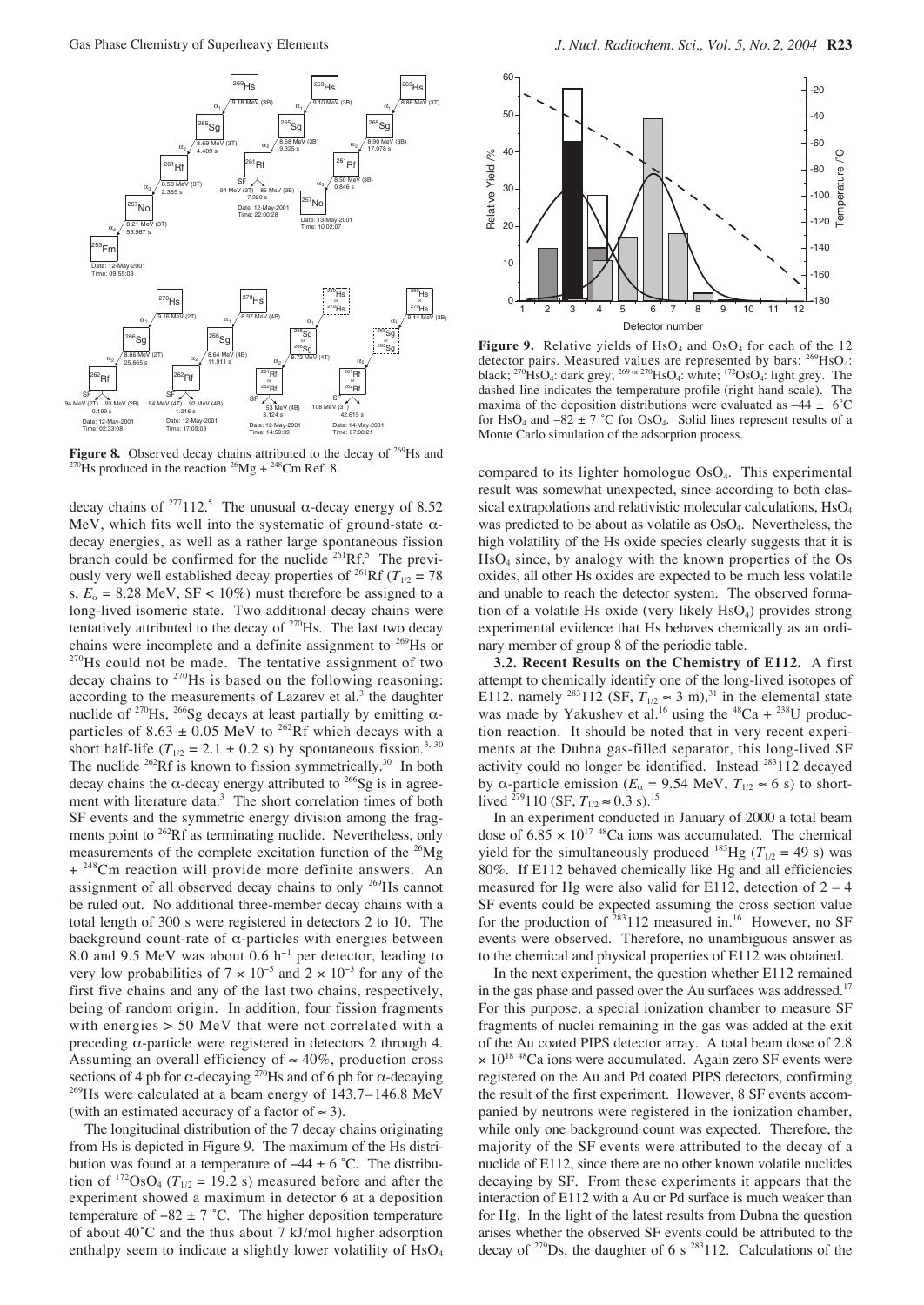**Figure 8.** Observed decay chains attributed to the decay of $^{269}$Hs and $^{270}$Hs produced in the reaction $^{26}$Mg + $^{248}$Cm Ref. 8.

decay chains of $^{277}$112.[5] The unusual α-decay energy of 8.52 MeV, which fits well into the systematic of ground-state α-decay energies, as well as a rather large spontaneous fission branch could be confirmed for the nuclide $^{261}$Rf.[5] The previously very well established decay properties of $^{261}$Rf ($T_{1/2}$ = 78 s, $E_\alpha$ = 8.28 MeV, SF < 10%) must therefore be assigned to a long-lived isomeric state. Two additional decay chains were tentatively attributed to the decay of $^{270}$Hs. The last two decay chains were incomplete and a definite assignment to $^{269}$Hs or $^{270}$Hs could not be made. The tentative assignment of two decay chains to $^{270}$Hs is based on the following reasoning: according to the measurements of Lazarev et al.[3] the daughter nuclide of $^{270}$Hs, $^{266}$Sg decays at least partially by emitting α-particles of 8.63 ± 0.05 MeV to $^{262}$Rf which decays with a short half-life ($T_{1/2}$ = 2.1 ± 0.2 s) by spontaneous fission.[3, 30] The nuclide $^{262}$Rf is known to fission symmetrically.[30] In both decay chains the α-decay energy attributed to $^{266}$Sg is in agreement with literature data.[3] The short correlation times of both SF events and the symmetric energy division among the fragments point to $^{262}$Rf as terminating nuclide. Nevertheless, only measurements of the complete excitation function of the $^{26}$Mg + $^{248}$Cm reaction will provide more definite answers. An assignment of all observed decay chains to only $^{269}$Hs cannot be ruled out. No additional three-member decay chains with a total length of 300 s were registered in detectors 2 to 10. The background count-rate of α-particles with energies between 8.0 and 9.5 MeV was about 0.6 h$^{-1}$ per detector, leading to very low probabilities of 7 × 10$^{-5}$ and 2 × 10$^{-3}$ for any of the first five chains and any of the last two chains, respectively, being of random origin. In addition, four fission fragments with energies > 50 MeV that were not correlated with a preceding α-particle were registered in detectors 2 through 4. Assuming an overall efficiency of ≈ 40%, production cross sections of 4 pb for α-decaying $^{270}$Hs and of 6 pb for α-decaying $^{269}$Hs were calculated at a beam energy of 143.7–146.8 MeV (with an estimated accuracy of a factor of ≈ 3).

The longitudinal distribution of the 7 decay chains originating from Hs is depicted in Figure 9. The maximum of the Hs distribution was found at a temperature of −44 ± 6 ˚C. The distribution of $^{172}OsO_4$ ($T_{1/2}$ = 19.2 s) measured before and after the experiment showed a maximum in detector 6 at a deposition temperature of −82 ± 7 ˚C. The higher deposition temperature of about 40˚C and the thus about 7 kJ/mol higher adsorption enthalpy seem to indicate a slightly lower volatility of $HsO_4$ compared to its lighter homologue $OsO_4$. This experimental result was somewhat unexpected, since according to both classical extrapolations and relativistic molecular calculations, $HsO_4$ was predicted to be about as volatile as $OsO_4$. Nevertheless, the high volatility of the Hs oxide species clearly suggests that it is $HsO_4$ since, by analogy with the known properties of the Os oxides, all other Hs oxides are expected to be much less volatile and unable to reach the detector system. The observed formation of a volatile Hs oxide (very likely $HsO_4$) provides strong experimental evidence that Hs behaves chemically as an ordinary member of group 8 of the periodic table.

**Figure 9.** Relative yields of $HsO_4$ and $OsO_4$ for each of the 12 detector pairs. Measured values are represented by bars: $^{269}HsO_4$: black; $^{270}HsO_4$: dark grey; $^{269 \text{ or } 270}HsO_4$: white; $^{172}OsO_4$: light grey. The dashed line indicates the temperature profile (right-hand scale). The maxima of the deposition distributions were evaluated as −44 ± 6˚C for $HsO_4$ and −82 ± 7 ˚C for $OsO_4$. Solid lines represent results of a Monte Carlo simulation of the adsorption process.

**3.2. Recent Results on the Chemistry of E112.** A first attempt to chemically identify one of the long-lived isotopes of E112, namely $^{283}$112 (SF, $T_{1/2}$ ≈ 3 m),[31] in the elemental state was made by Yakushev et al.[16] using the $^{48}$Ca + $^{238}$U production reaction. It should be noted that in very recent experiments at the Dubna gas-filled separator, this long-lived SF activity could no longer be identified. Instead $^{283}$112 decayed by α-particle emission ($E_\alpha$ = 9.54 MeV, $T_{1/2}$ ≈ 6 s) to short-lived $^{279}$110 (SF, $T_{1/2}$ ≈ 0.3 s).[15]

In an experiment conducted in January of 2000 a total beam dose of 6.85 × 10$^{17}$ $^{48}$Ca ions was accumulated. The chemical yield for the simultaneously produced $^{185}$Hg ($T_{1/2}$ = 49 s) was 80%. If E112 behaved chemically like Hg and all efficiencies measured for Hg were also valid for E112, detection of 2 – 4 SF events could be expected assuming the cross section value for the production of $^{283}$112 measured in.[16] However, no SF events were observed. Therefore, no unambiguous answer as to the chemical and physical properties of E112 was obtained.

In the next experiment, the question whether E112 remained in the gas phase and passed over the Au surfaces was addressed.[17] For this purpose, a special ionization chamber to measure SF fragments of nuclei remaining in the gas was added at the exit of the Au coated PIPS detector array. A total beam dose of 2.8 × 10$^{18}$ $^{48}$Ca ions were accumulated. Again zero SF events were registered on the Au and Pd coated PIPS detectors, confirming the result of the first experiment. However, 8 SF events accompanied by neutrons were registered in the ionization chamber, while only one background count was expected. Therefore, the majority of the SF events were attributed to the decay of a nuclide of E112, since there are no other known volatile nuclides decaying by SF. From these experiments it appears that the interaction of E112 with a Au or Pd surface is much weaker than for Hg. In the light of the latest results from Dubna the question arises whether the observed SF events could be attributed to the decay of $^{279}$Ds, the daughter of 6 s $^{283}$112. Calculations of the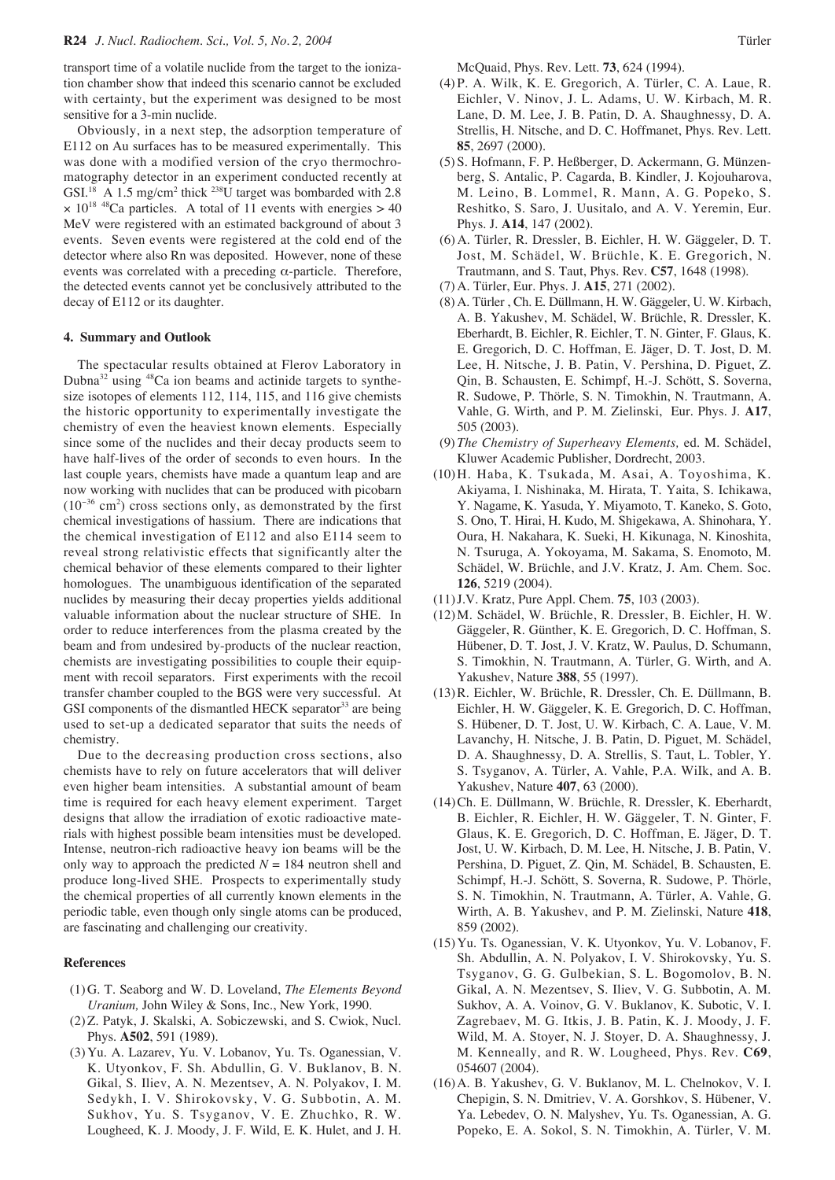transport time of a volatile nuclide from the target to the ionization chamber show that indeed this scenario cannot be excluded with certainty, but the experiment was designed to be most sensitive for a 3-min nuclide.

Obviously, in a next step, the adsorption temperature of E112 on Au surfaces has to be measured experimentally. This was done with a modified version of the cryo thermochromatography detector in an experiment conducted recently at GSI.[18] A 1.5 mg/cm$^2$ thick $^{238}$U target was bombarded with 2.8 $\times$ $10^{18}$ $^{48}$Ca particles. A total of 11 events with energies > 40 MeV were registered with an estimated background of about 3 events. Seven events were registered at the cold end of the detector where also Rn was deposited. However, none of these events was correlated with a preceding $\alpha$-particle. Therefore, the detected events cannot yet be conclusively attributed to the decay of E112 or its daughter.

## 4. Summary and Outlook

The spectacular results obtained at Flerov Laboratory in Dubna[32] using $^{48}$Ca ion beams and actinide targets to synthesize isotopes of elements 112, 114, 115, and 116 give chemists the historic opportunity to experimentally investigate the chemistry of even the heaviest known elements. Especially since some of the nuclides and their decay products seem to have half-lives of the order of seconds to even hours. In the last couple years, chemists have made a quantum leap and are now working with nuclides that can be produced with picobarn ($10^{-36}$ cm$^2$) cross sections only, as demonstrated by the first chemical investigations of hassium. There are indications that the chemical investigation of E112 and also E114 seem to reveal strong relativistic effects that significantly alter the chemical behavior of these elements compared to their lighter homologues. The unambiguous identification of the separated nuclides by measuring their decay properties yields additional valuable information about the nuclear structure of SHE. In order to reduce interferences from the plasma created by the beam and from undesired by-products of the nuclear reaction, chemists are investigating possibilities to couple their equipment with recoil separators. First experiments with the recoil transfer chamber coupled to the BGS were very successful. At GSI components of the dismantled HECK separator[33] are being used to set-up a dedicated separator that suits the needs of chemistry.

Due to the decreasing production cross sections, also chemists have to rely on future accelerators that will deliver even higher beam intensities. A substantial amount of beam time is required for each heavy element experiment. Target designs that allow the irradiation of exotic radioactive materials with highest possible beam intensities must be developed. Intense, neutron-rich radioactive heavy ion beams will be the only way to approach the predicted $N$ = 184 neutron shell and produce long-lived SHE. Prospects to experimentally study the chemical properties of all currently known elements in the periodic table, even though only single atoms can be produced, are fascinating and challenging our creativity.

## References

(1) G. T. Seaborg and W. D. Loveland, *The Elements Beyond Uranium,* John Wiley & Sons, Inc., New York, 1990.

(2) Z. Patyk, J. Skalski, A. Sobiczewski, and S. Cwiok, Nucl. Phys. **A502**, 591 (1989).

(3) Yu. A. Lazarev, Yu. V. Lobanov, Yu. Ts. Oganessian, V. K. Utyonkov, F. Sh. Abdullin, G. V. Buklanov, B. N. Gikal, S. Iliev, A. N. Mezentsev, A. N. Polyakov, I. M. Sedykh, I. V. Shirokovsky, V. G. Subbotin, A. M. Sukhov, Yu. S. Tsyganov, V. E. Zhuchko, R. W. Lougheed, K. J. Moody, J. F. Wild, E. K. Hulet, and J. H. McQuaid, Phys. Rev. Lett. **73**, 624 (1994).

(4) P. A. Wilk, K. E. Gregorich, A. Türler, C. A. Laue, R. Eichler, V. Ninov, J. L. Adams, U. W. Kirbach, M. R. Lane, D. M. Lee, J. B. Patin, D. A. Shaughnessy, D. A. Strellis, H. Nitsche, and D. C. Hoffmanet, Phys. Rev. Lett. **85**, 2697 (2000).

(5) S. Hofmann, F. P. Heßberger, D. Ackermann, G. Münzenberg, S. Antalic, P. Cagarda, B. Kindler, J. Kojouharova, M. Leino, B. Lommel, R. Mann, A. G. Popeko, S. Reshitko, S. Saro, J. Uusitalo, and A. V. Yeremin, Eur. Phys. J. **A14**, 147 (2002).

(6) A. Türler, R. Dressler, B. Eichler, H. W. Gäggeler, D. T. Jost, M. Schädel, W. Brüchle, K. E. Gregorich, N. Trautmann, and S. Taut, Phys. Rev. **C57**, 1648 (1998).

(7) A. Türler, Eur. Phys. J. **A15**, 271 (2002).

(8) A. Türler , Ch. E. Düllmann, H. W. Gäggeler, U. W. Kirbach, A. B. Yakushev, M. Schädel, W. Brüchle, R. Dressler, K. Eberhardt, B. Eichler, R. Eichler, T. N. Ginter, F. Glaus, K. E. Gregorich, D. C. Hoffman, E. Jäger, D. T. Jost, D. M. Lee, H. Nitsche, J. B. Patin, V. Pershina, D. Piguet, Z. Qin, B. Schausten, E. Schimpf, H.-J. Schött, S. Soverna, R. Sudowe, P. Thörle, S. N. Timokhin, N. Trautmann, A. Vahle, G. Wirth, and P. M. Zielinski, Eur. Phys. J. **A17**, 505 (2003).

(9) *The Chemistry of Superheavy Elements,* ed. M. Schädel, Kluwer Academic Publisher, Dordrecht, 2003.

(10) H. Haba, K. Tsukada, M. Asai, A. Toyoshima, K. Akiyama, I. Nishinaka, M. Hirata, T. Yaita, S. Ichikawa, Y. Nagame, K. Yasuda, Y. Miyamoto, T. Kaneko, S. Goto, S. Ono, T. Hirai, H. Kudo, M. Shigekawa, A. Shinohara, Y. Oura, H. Nakahara, K. Sueki, H. Kikunaga, N. Kinoshita, N. Tsuruga, A. Yokoyama, M. Sakama, S. Enomoto, M. Schädel, W. Brüchle, and J.V. Kratz, J. Am. Chem. Soc. **126**, 5219 (2004).

(11) J.V. Kratz, Pure Appl. Chem. **75**, 103 (2003).

(12) M. Schädel, W. Brüchle, R. Dressler, B. Eichler, H. W. Gäggeler, R. Günther, K. E. Gregorich, D. C. Hoffman, S. Hübener, D. T. Jost, J. V. Kratz, W. Paulus, D. Schumann, S. Timokhin, N. Trautmann, A. Türler, G. Wirth, and A. Yakushev, Nature **388**, 55 (1997).

(13) R. Eichler, W. Brüchle, R. Dressler, Ch. E. Düllmann, B. Eichler, H. W. Gäggeler, K. E. Gregorich, D. C. Hoffman, S. Hübener, D. T. Jost, U. W. Kirbach, C. A. Laue, V. M. Lavanchy, H. Nitsche, J. B. Patin, D. Piguet, M. Schädel, D. A. Shaughnessy, D. A. Strellis, S. Taut, L. Tobler, Y. S. Tsyganov, A. Türler, A. Vahle, P.A. WiIk, and A. B. Yakushev, Nature **407**, 63 (2000).

(14) Ch. E. Düllmann, W. Brüchle, R. Dressler, K. Eberhardt, B. Eichler, R. Eichler, H. W. Gäggeler, T. N. Ginter, F. Glaus, K. E. Gregorich, D. C. Hoffman, E. Jäger, D. T. Jost, U. W. Kirbach, D. M. Lee, H. Nitsche, J. B. Patin, V. Pershina, D. Piguet, Z. Qin, M. Schädel, B. Schausten, E. Schimpf, H.-J. Schött, S. Soverna, R. Sudowe, P. Thörle, S. N. Timokhin, N. Trautmann, A. Türler, A. Vahle, G. Wirth, A. B. Yakushev, and P. M. Zielinski, Nature **418**, 859 (2002).

(15) Yu. Ts. Oganessian, V. K. Utyonkov, Yu. V. Lobanov, F. Sh. Abdullin, A. N. Polyakov, I. V. Shirokovsky, Yu. S. Tsyganov, G. G. Gulbekian, S. L. Bogomolov, B. N. Gikal, A. N. Mezentsev, S. Iliev, V. G. Subbotin, A. M. Sukhov, A. A. Voinov, G. V. Buklanov, K. Subotic, V. I. Zagrebaev, M. G. Itkis, J. B. Patin, K. J. Moody, J. F. Wild, M. A. Stoyer, N. J. Stoyer, D. A. Shaughnessy, J. M. Kenneally, and R. W. Lougheed, Phys. Rev. **C69**, 054607 (2004).

(16) A. B. Yakushev, G. V. Buklanov, M. L. Chelnokov, V. I. Chepigin, S. N. Dmitriev, V. A. Gorshkov, S. Hübener, V. Ya. Lebedev, O. N. Malyshev, Yu. Ts. Oganessian, A. G. Popeko, E. A. Sokol, S. N. Timokhin, A. Türler, V. M.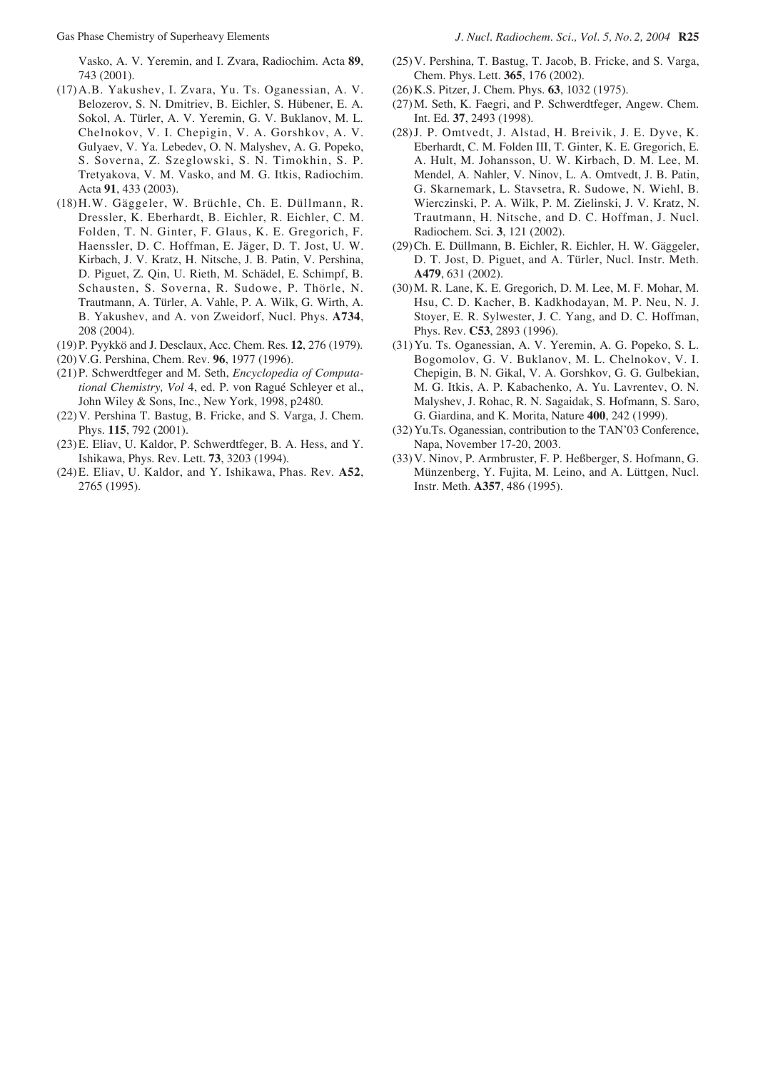Vasko, A. V. Yeremin, and I. Zvara, Radiochim. Acta **89**, 743 (2001).

(17) A.B. Yakushev, I. Zvara, Yu. Ts. Oganessian, A. V. Belozerov, S. N. Dmitriev, B. Eichler, S. Hübener, E. A. Sokol, A. Türler, A. V. Yeremin, G. V. Buklanov, M. L. Chelnokov, V. I. Chepigin, V. A. Gorshkov, A. V. Gulyaev, V. Ya. Lebedev, O. N. Malyshev, A. G. Popeko, S. Soverna, Z. Szeglowski, S. N. Timokhin, S. P. Tretyakova, V. M. Vasko, and M. G. Itkis, Radiochim. Acta **91**, 433 (2003).

(18) H.W. Gäggeler, W. Brüchle, Ch. E. Düllmann, R. Dressler, K. Eberhardt, B. Eichler, R. Eichler, C. M. Folden, T. N. Ginter, F. Glaus, K. E. Gregorich, F. Haenssler, D. C. Hoffman, E. Jäger, D. T. Jost, U. W. Kirbach, J. V. Kratz, H. Nitsche, J. B. Patin, V. Pershina, D. Piguet, Z. Qin, U. Rieth, M. Schädel, E. Schimpf, B. Schausten, S. Soverna, R. Sudowe, P. Thörle, N. Trautmann, A. Türler, A. Vahle, P. A. Wilk, G. Wirth, A. B. Yakushev, and A. von Zweidorf, Nucl. Phys. **A734**, 208 (2004).

(19) P. Pyykkö and J. Desclaux, Acc. Chem. Res. **12**, 276 (1979).

(20) V.G. Pershina, Chem. Rev. **96**, 1977 (1996).

(21) P. Schwerdtfeger and M. Seth, *Encyclopedia of Computational Chemistry, Vol* 4, ed. P. von Ragué Schleyer et al., John Wiley & Sons, Inc., New York, 1998, p2480.

(22) V. Pershina T. Bastug, B. Fricke, and S. Varga, J. Chem. Phys. **115**, 792 (2001).

(23) E. Eliav, U. Kaldor, P. Schwerdtfeger, B. A. Hess, and Y. Ishikawa, Phys. Rev. Lett. **73**, 3203 (1994).

(24) E. Eliav, U. Kaldor, and Y. Ishikawa, Phas. Rev. **A52**, 2765 (1995).

(25) V. Pershina, T. Bastug, T. Jacob, B. Fricke, and S. Varga, Chem. Phys. Lett. **365**, 176 (2002).

(26) K.S. Pitzer, J. Chem. Phys. **63**, 1032 (1975).

(27) M. Seth, K. Faegri, and P. Schwerdtfeger, Angew. Chem. Int. Ed. **37**, 2493 (1998).

(28) J. P. Omtvedt, J. Alstad, H. Breivik, J. E. Dyve, K. Eberhardt, C. M. Folden III, T. Ginter, K. E. Gregorich, E. A. Hult, M. Johansson, U. W. Kirbach, D. M. Lee, M. Mendel, A. Nahler, V. Ninov, L. A. Omtvedt, J. B. Patin, G. Skarnemark, L. Stavsetra, R. Sudowe, N. Wiehl, B. Wierczinski, P. A. Wilk, P. M. Zielinski, J. V. Kratz, N. Trautmann, H. Nitsche, and D. C. Hoffman, J. Nucl. Radiochem. Sci. **3**, 121 (2002).

(29) Ch. E. Düllmann, B. Eichler, R. Eichler, H. W. Gäggeler, D. T. Jost, D. Piguet, and A. Türler, Nucl. Instr. Meth. **A479**, 631 (2002).

(30) M. R. Lane, K. E. Gregorich, D. M. Lee, M. F. Mohar, M. Hsu, C. D. Kacher, B. Kadkhodayan, M. P. Neu, N. J. Stoyer, E. R. Sylwester, J. C. Yang, and D. C. Hoffman, Phys. Rev. **C53**, 2893 (1996).

(31) Yu. Ts. Oganessian, A. V. Yeremin, A. G. Popeko, S. L. Bogomolov, G. V. Buklanov, M. L. Chelnokov, V. I. Chepigin, B. N. Gikal, V. A. Gorshkov, G. G. Gulbekian, M. G. Itkis, A. P. Kabachenko, A. Yu. Lavrentev, O. N. Malyshev, J. Rohac, R. N. Sagaidak, S. Hofmann, S. Saro, G. Giardina, and K. Morita, Nature **400**, 242 (1999).

(32) Yu.Ts. Oganessian, contribution to the TAN'03 Conference, Napa, November 17-20, 2003.

(33) V. Ninov, P. Armbruster, F. P. Heßberger, S. Hofmann, G. Münzenberg, Y. Fujita, M. Leino, and A. Lüttgen, Nucl. Instr. Meth. **A357**, 486 (1995).